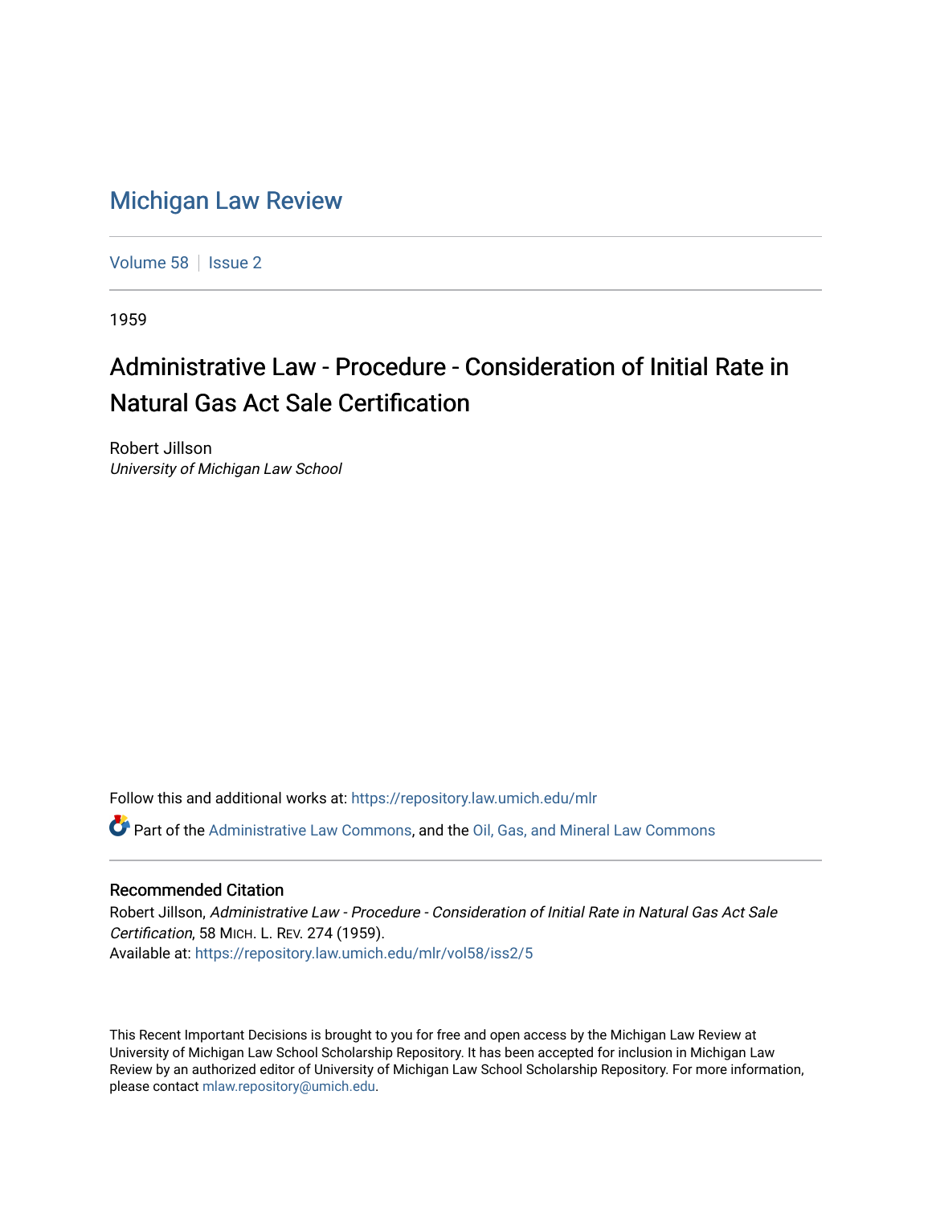# Michigan Law Review

Volume 58 | Issue 2

1959

## Administrative Law - Procedure - Consideration of Initial Rate in Natural Gas Act Sale Certification

Robert Jillson
*University of Michigan Law School*

Follow this and additional works at: https://repository.law.umich.edu/mlr

Part of the Administrative Law Commons, and the Oil, Gas, and Mineral Law Commons

### Recommended Citation

Robert Jillson, *Administrative Law - Procedure - Consideration of Initial Rate in Natural Gas Act Sale Certification*, 58 MICH. L. REV. 274 (1959).
Available at: https://repository.law.umich.edu/mlr/vol58/iss2/5

This Recent Important Decisions is brought to you for free and open access by the Michigan Law Review at University of Michigan Law School Scholarship Repository. It has been accepted for inclusion in Michigan Law Review by an authorized editor of University of Michigan Law School Scholarship Repository. For more information, please contact mlaw.repository@umich.edu.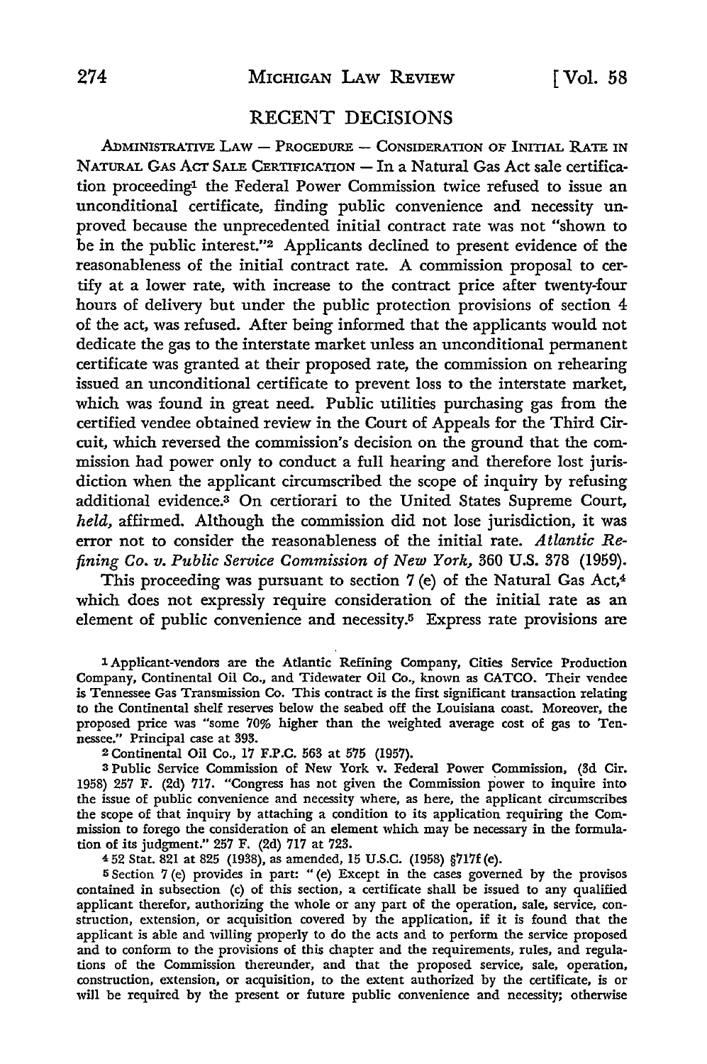## RECENT DECISIONS

ADMINISTRATIVE LAW — PROCEDURE — CONSIDERATION OF INITIAL RATE IN NATURAL GAS ACT SALE CERTIFICATION — In a Natural Gas Act sale certification proceeding[1] the Federal Power Commission twice refused to issue an unconditional certificate, finding public convenience and necessity unproved because the unprecedented initial contract rate was not "shown to be in the public interest."[2] Applicants declined to present evidence of the reasonableness of the initial contract rate. A commission proposal to certify at a lower rate, with increase to the contract price after twenty-four hours of delivery but under the public protection provisions of section 4 of the act, was refused. After being informed that the applicants would not dedicate the gas to the interstate market unless an unconditional permanent certificate was granted at their proposed rate, the commission on rehearing issued an unconditional certificate to prevent loss to the interstate market, which was found in great need. Public utilities purchasing gas from the certified vendee obtained review in the Court of Appeals for the Third Circuit, which reversed the commission's decision on the ground that the commission had power only to conduct a full hearing and therefore lost jurisdiction when the applicant circumscribed the scope of inquiry by refusing additional evidence.[3] On certiorari to the United States Supreme Court, *held,* affirmed. Although the commission did not lose jurisdiction, it was error not to consider the reasonableness of the initial rate. *Atlantic Refining Co. v. Public Service Commission of New York,* 360 U.S. 378 (1959).

This proceeding was pursuant to section 7 (e) of the Natural Gas Act,[4] which does not expressly require consideration of the initial rate as an element of public convenience and necessity.[5] Express rate provisions are

---

[1] Applicant-vendors are the Atlantic Refining Company, Cities Service Production Company, Continental Oil Co., and Tidewater Oil Co., known as CATCO. Their vendee is Tennessee Gas Transmission Co. This contract is the first significant transaction relating to the Continental shelf reserves below the seabed off the Louisiana coast. Moreover, the proposed price was "some 70% higher than the weighted average cost of gas to Tennessee." Principal case at 393.

[2] Continental Oil Co., 17 F.P.C. 563 at 575 (1957).

[3] Public Service Commission of New York v. Federal Power Commission, (3d Cir. 1958) 257 F. (2d) 717. "Congress has not given the Commission power to inquire into the issue of public convenience and necessity where, as here, the applicant circumscribes the scope of that inquiry by attaching a condition to its application requiring the Commission to forego the consideration of an element which may be necessary in the formulation of its judgment." 257 F. (2d) 717 at 723.

[4] 52 Stat. 821 at 825 (1938), as amended, 15 U.S.C. (1958) §717f (e).

[5] Section 7 (e) provides in part: "(e) Except in the cases governed by the provisos contained in subsection (c) of this section, a certificate shall be issued to any qualified applicant therefor, authorizing the whole or any part of the operation, sale, service, construction, extension, or acquisition covered by the application, if it is found that the applicant is able and willing properly to do the acts and to perform the service proposed and to conform to the provisions of this chapter and the requirements, rules, and regulations of the Commission thereunder, and that the proposed service, sale, operation, construction, extension, or acquisition, to the extent authorized by the certificate, is or will be required by the present or future public convenience and necessity; otherwise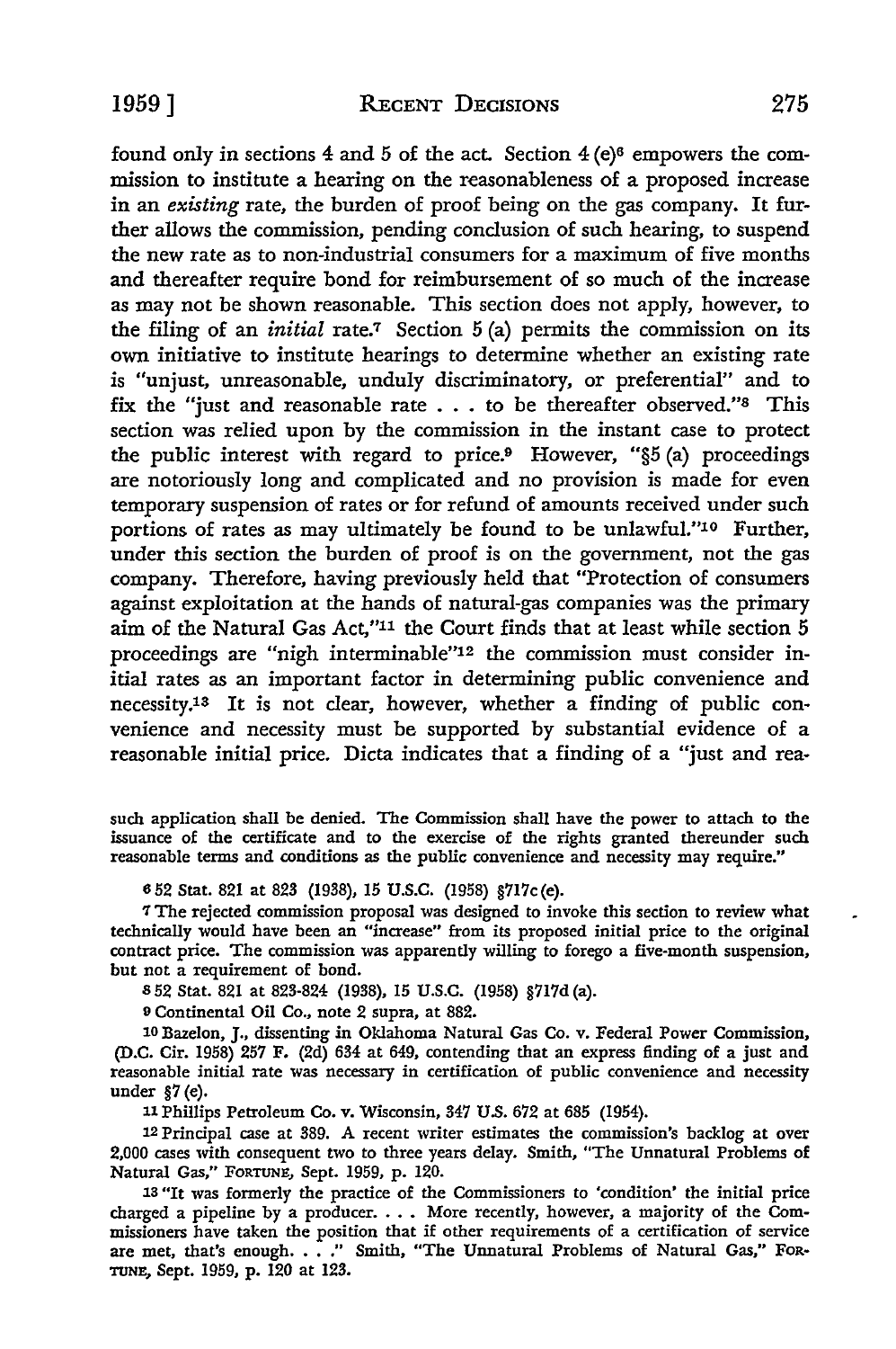found only in sections 4 and 5 of the act. Section 4 (e)[6] empowers the commission to institute a hearing on the reasonableness of a proposed increase in an *existing* rate, the burden of proof being on the gas company. It further allows the commission, pending conclusion of such hearing, to suspend the new rate as to non-industrial consumers for a maximum of five months and thereafter require bond for reimbursement of so much of the increase as may not be shown reasonable. This section does not apply, however, to the filing of an *initial* rate.[7] Section 5 (a) permits the commission on its own initiative to institute hearings to determine whether an existing rate is "unjust, unreasonable, unduly discriminatory, or preferential" and to fix the "just and reasonable rate . . . to be thereafter observed."[8] This section was relied upon by the commission in the instant case to protect the public interest with regard to price.[9] However, "§5 (a) proceedings are notoriously long and complicated and no provision is made for even temporary suspension of rates or for refund of amounts received under such portions of rates as may ultimately be found to be unlawful."[10] Further, under this section the burden of proof is on the government, not the gas company. Therefore, having previously held that "Protection of consumers against exploitation at the hands of natural-gas companies was the primary aim of the Natural Gas Act,"[11] the Court finds that at least while section 5 proceedings are "nigh interminable"[12] the commission must consider initial rates as an important factor in determining public convenience and necessity.[13] It is not clear, however, whether a finding of public convenience and necessity must be supported by substantial evidence of a reasonable initial price. Dicta indicates that a finding of a "just and rea-

such application shall be denied. The Commission shall have the power to attach to the issuance of the certificate and to the exercise of the rights granted thereunder such reasonable terms and conditions as the public convenience and necessity may require."

6 52 Stat. 821 at 823 (1938), 15 U.S.C. (1958) §717c (e).

7 The rejected commission proposal was designed to invoke this section to review what technically would have been an "increase" from its proposed initial price to the original contract price. The commission was apparently willing to forego a five-month suspension, but not a requirement of bond.

8 52 Stat. 821 at 823-824 (1938), 15 U.S.C. (1958) §717d (a).

9 Continental Oil Co., note 2 supra, at 882.

10 Bazelon, J., dissenting in Oklahoma Natural Gas Co. v. Federal Power Commission, (D.C. Cir. 1958) 257 F. (2d) 634 at 649, contending that an express finding of a just and reasonable initial rate was necessary in certification of public convenience and necessity under §7 (e).

11 Phillips Petroleum Co. v. Wisconsin, 347 U.S. 672 at 685 (1954).

12 Principal case at 389. A recent writer estimates the commission's backlog at over 2,000 cases with consequent two to three years delay. Smith, "The Unnatural Problems of Natural Gas," FORTUNE, Sept. 1959, p. 120.

13 "It was formerly the practice of the Commissioners to 'condition' the initial price charged a pipeline by a producer. . . . More recently, however, a majority of the Commissioners have taken the position that if other requirements of a certification of service are met, that's enough. . . ." Smith, "The Unnatural Problems of Natural Gas," FORTUNE, Sept. 1959, p. 120 at 123.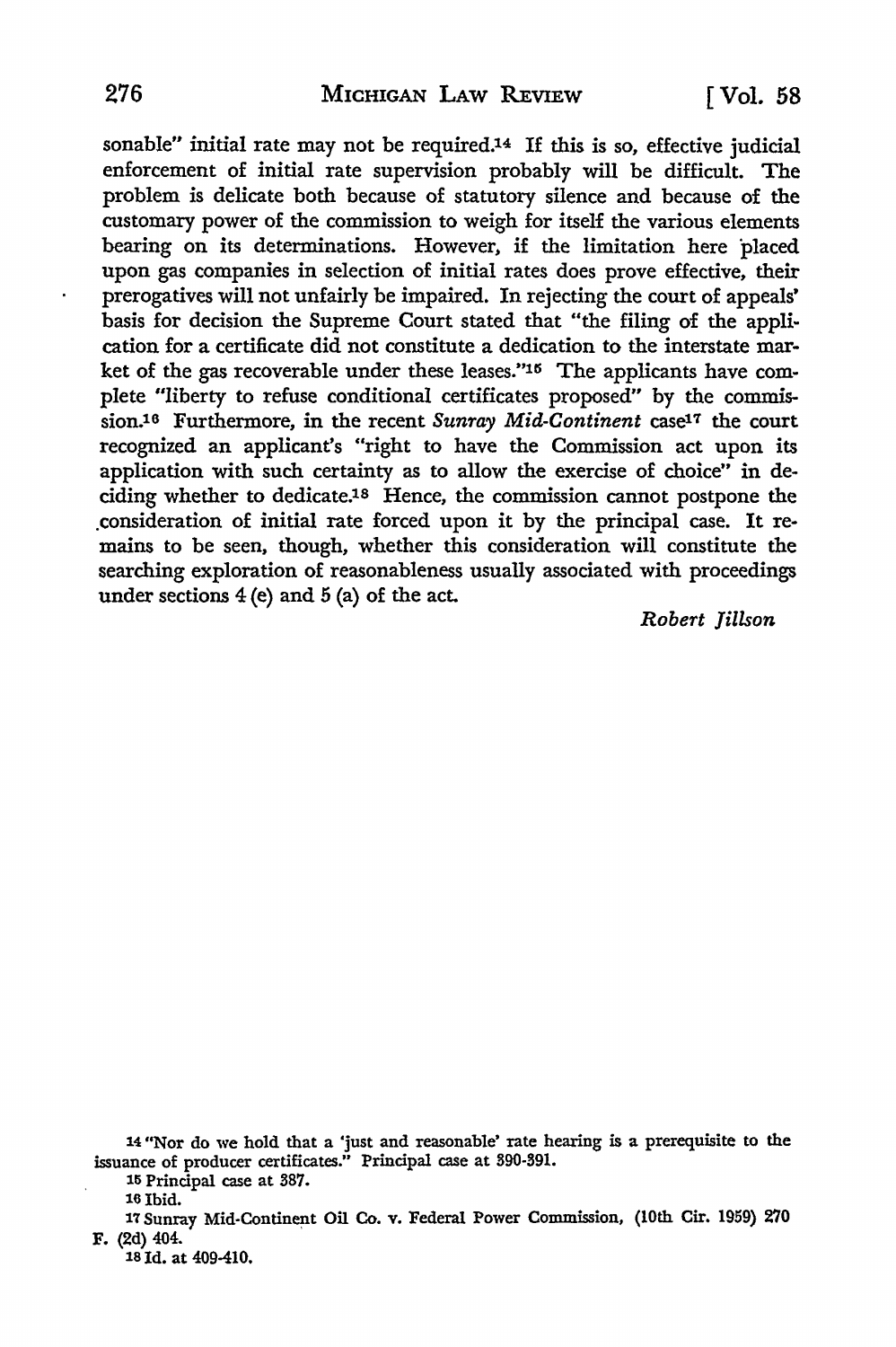sonable" initial rate may not be required.[14] If this is so, effective judicial enforcement of initial rate supervision probably will be difficult. The problem is delicate both because of statutory silence and because of the customary power of the commission to weigh for itself the various elements bearing on its determinations. However, if the limitation here placed upon gas companies in selection of initial rates does prove effective, their prerogatives will not unfairly be impaired. In rejecting the court of appeals' basis for decision the Supreme Court stated that "the filing of the application for a certificate did not constitute a dedication to the interstate market of the gas recoverable under these leases."[15] The applicants have complete "liberty to refuse conditional certificates proposed" by the commission.[16] Furthermore, in the recent *Sunray Mid-Continent* case[17] the court recognized an applicant's "right to have the Commission act upon its application with such certainty as to allow the exercise of choice" in deciding whether to dedicate.[18] Hence, the commission cannot postpone the consideration of initial rate forced upon it by the principal case. It remains to be seen, though, whether this consideration will constitute the searching exploration of reasonableness usually associated with proceedings under sections 4 (e) and 5 (a) of the act.

*Robert Jillson*

---

[14] "Nor do we hold that a 'just and reasonable' rate hearing is a prerequisite to the issuance of producer certificates." Principal case at 390-391.

[15] Principal case at 387.

[16] Ibid.

[17] Sunray Mid-Continent Oil Co. v. Federal Power Commission, (10th Cir. 1959) 270 F. (2d) 404.

[18] Id. at 409-410.